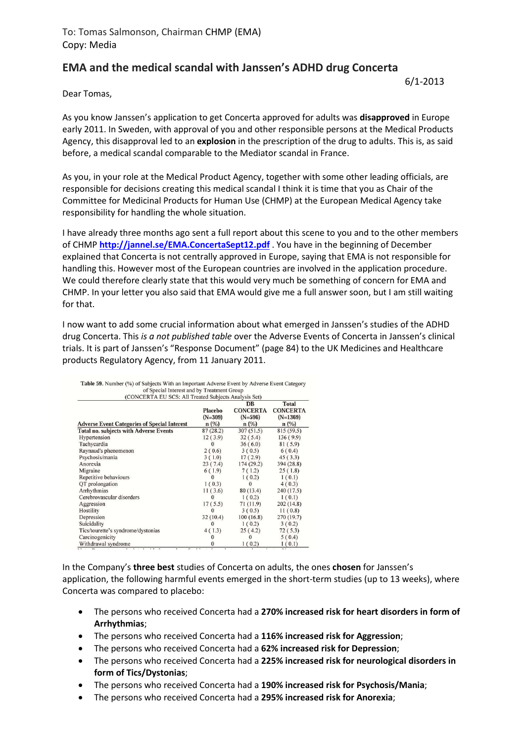To: Tomas Salmonson, Chairman CHMP (EMA)
Copy: Media

## EMA and the medical scandal with Janssen's ADHD drug Concerta

6/1-2013

Dear Tomas,

As you know Janssen's application to get Concerta approved for adults was **disapproved** in Europe early 2011. In Sweden, with approval of you and other responsible persons at the Medical Products Agency, this disapproval led to an **explosion** in the prescription of the drug to adults. This is, as said before, a medical scandal comparable to the Mediator scandal in France.

As you, in your role at the Medical Product Agency, together with some other leading officials, are responsible for decisions creating this medical scandal I think it is time that you as Chair of the Committee for Medicinal Products for Human Use (CHMP) at the European Medical Agency take responsibility for handling the whole situation.

I have already three months ago sent a full report about this scene to you and to the other members of CHMP **http://jannel.se/EMA.ConcertaSept12.pdf** . You have in the beginning of December explained that Concerta is not centrally approved in Europe, saying that EMA is not responsible for handling this. However most of the European countries are involved in the application procedure. We could therefore clearly state that this would very much be something of concern for EMA and CHMP. In your letter you also said that EMA would give me a full answer soon, but I am still waiting for that.

I now want to add some crucial information about what emerged in Janssen's studies of the ADHD drug Concerta. This *is a not published table* over the Adverse Events of Concerta in Janssen's clinical trials. It is part of Janssen's "Response Document" (page 84) to the UK Medicines and Healthcare products Regulatory Agency, from 11 January 2011.

**Table 59.** Number (%) of Subjects With an Important Adverse Event by Adverse Event Category of Special Interest and by Treatment Group (CONCERTA EU SCS: All Treated Subjects Analysis Set)

| Adverse Event Categories of Special Interest | Placebo (N=309) n (%) | DB CONCERTA (N=596) n (%) | Total CONCERTA (N=1369) n (%) |
|---|---|---|---|
| **Total no. subjects with Adverse Events** | 87 (28.2) | 307 (51.5) | 815 (59.5) |
| Hypertension | 12 ( 3.9) | 32 ( 5.4) | 136 ( 9.9) |
| Tachycardia | 0 | 36 ( 6.0) | 81 ( 5.9) |
| Raynaud's phenomenon | 2 ( 0.6) | 3 ( 0.5) | 6 ( 0.4) |
| Psychosis/mania | 3 ( 1.0) | 17 ( 2.9) | 45 ( 3.3) |
| Anorexia | 23 ( 7.4) | 174 (29.2) | 394 (28.8) |
| Migraine | 6 ( 1.9) | 7 ( 1.2) | 25 ( 1.8) |
| Repetitive behaviours | 0 | 1 ( 0.2) | 1 ( 0.1) |
| QT prolongation | 1 ( 0.3) | 0 | 4 ( 0.3) |
| Arrhythmias | 11 ( 3.6) | 80 (13.4) | 240 (17.5) |
| Cerebrovascular disorders | 0 | 1 ( 0.2) | 1 ( 0.1) |
| Aggression | 17 ( 5.5) | 71 (11.9) | 202 (14.8) |
| Hostility | 0 | 3 ( 0.5) | 11 ( 0.8) |
| Depression | 32 (10.4) | 100 (16.8) | 270 (19.7) |
| Suicidality | 0 | 1 ( 0.2) | 3 ( 0.2) |
| Tics/tourette's syndrome/dystonias | 4 ( 1.3) | 25 ( 4.2) | 72 ( 5.3) |
| Carcinogenicity | 0 | 0 | 5 ( 0.4) |
| Withdrawal syndrome | 0 | 1 ( 0.2) | 1 ( 0.1) |

In the Company's **three best** studies of Concerta on adults, the ones **chosen** for Janssen's application, the following harmful events emerged in the short-term studies (up to 13 weeks), where Concerta was compared to placebo:

- The persons who received Concerta had a **270% increased risk for heart disorders in form of Arrhythmias**;
- The persons who received Concerta had a **116% increased risk for Aggression**;
- The persons who received Concerta had a **62% increased risk for Depression**;
- The persons who received Concerta had a **225% increased risk for neurological disorders in form of Tics/Dystonias**;
- The persons who received Concerta had a **190% increased risk for Psychosis/Mania**;
- The persons who received Concerta had a **295% increased risk for Anorexia**;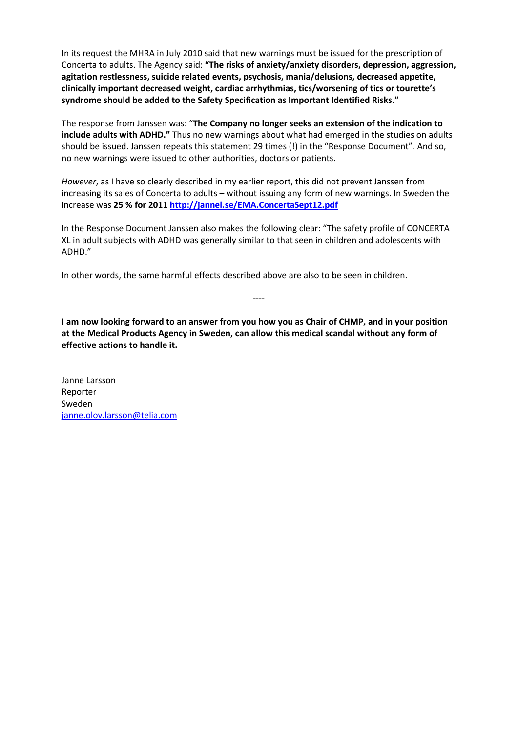In its request the MHRA in July 2010 said that new warnings must be issued for the prescription of Concerta to adults. The Agency said: **"The risks of anxiety/anxiety disorders, depression, aggression, agitation restlessness, suicide related events, psychosis, mania/delusions, decreased appetite, clinically important decreased weight, cardiac arrhythmias, tics/worsening of tics or tourette's syndrome should be added to the Safety Specification as Important Identified Risks."**

The response from Janssen was: "**The Company no longer seeks an extension of the indication to include adults with ADHD."** Thus no new warnings about what had emerged in the studies on adults should be issued. Janssen repeats this statement 29 times (!) in the "Response Document". And so, no new warnings were issued to other authorities, doctors or patients.

*However*, as I have so clearly described in my earlier report, this did not prevent Janssen from increasing its sales of Concerta to adults – without issuing any form of new warnings. In Sweden the increase was **25 % for 2011** **http://jannel.se/EMA.ConcertaSept12.pdf**

In the Response Document Janssen also makes the following clear: "The safety profile of CONCERTA XL in adult subjects with ADHD was generally similar to that seen in children and adolescents with ADHD."

In other words, the same harmful effects described above are also to be seen in children.

----

**I am now looking forward to an answer from you how you as Chair of CHMP, and in your position at the Medical Products Agency in Sweden, can allow this medical scandal without any form of effective actions to handle it.**

Janne Larsson
Reporter
Sweden
janne.olov.larsson@telia.com